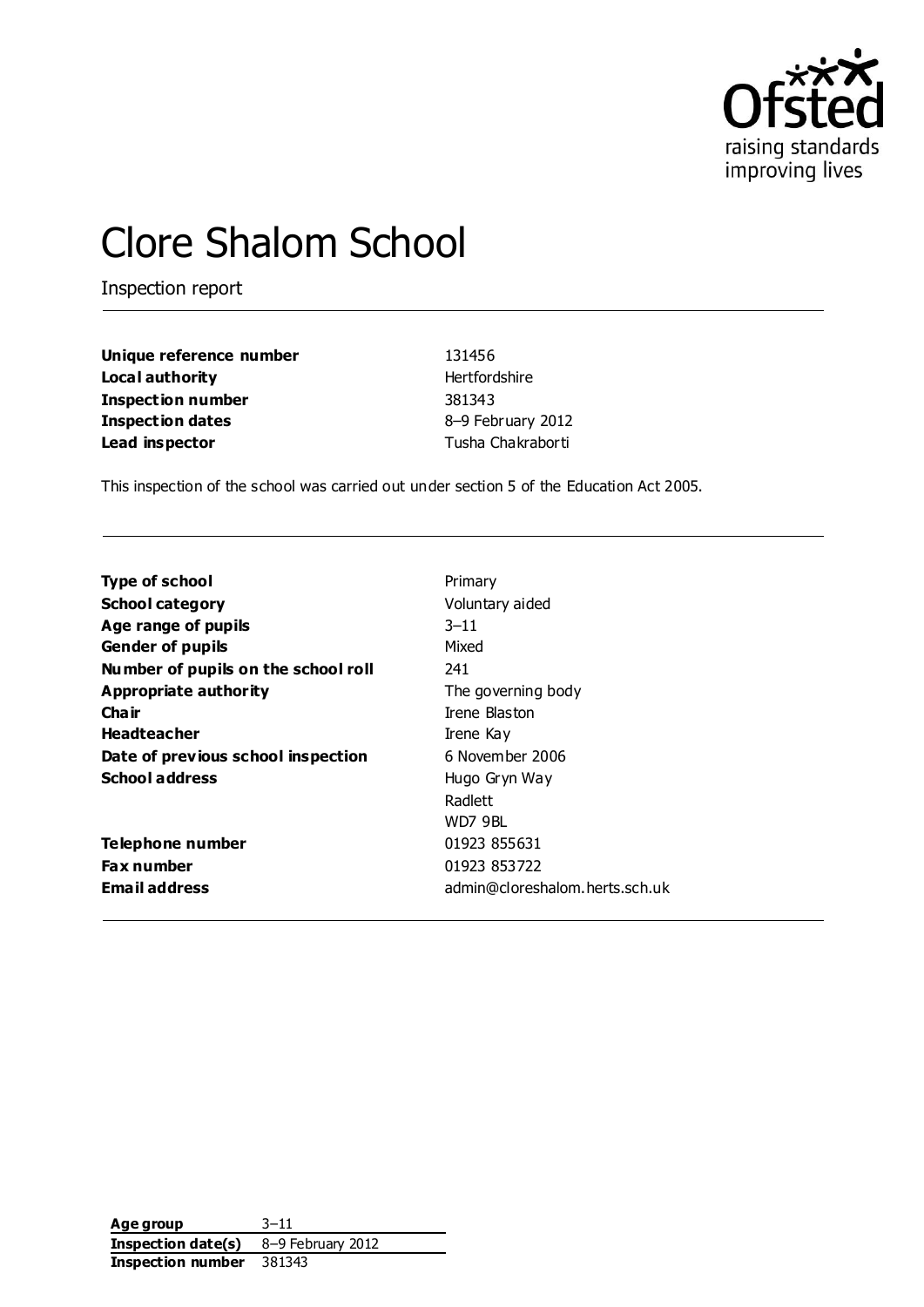# Clore Shalom School

Inspection report

| | |
|---|---|
| **Unique reference number** | 131456 |
| **Local authority** | Hertfordshire |
| **Inspection number** | 381343 |
| **Inspection dates** | 8–9 February 2012 |
| **Lead inspector** | Tusha Chakraborti |

This inspection of the school was carried out under section 5 of the Education Act 2005.

| | |
|---|---|
| **Type of school** | Primary |
| **School category** | Voluntary aided |
| **Age range of pupils** | 3–11 |
| **Gender of pupils** | Mixed |
| **Number of pupils on the school roll** | 241 |
| **Appropriate authority** | The governing body |
| **Chair** | Irene Blaston |
| **Headteacher** | Irene Kay |
| **Date of previous school inspection** | 6 November 2006 |
| **School address** | Hugo Gryn Way<br>Radlett<br>WD7 9BL |
| **Telephone number** | 01923 855631 |
| **Fax number** | 01923 853722 |
| **Email address** | admin@cloreshalom.herts.sch.uk |

| | |
|---|---|
| **Age group** | 3–11 |
| **Inspection date(s)** | 8–9 February 2012 |
| **Inspection number** | 381343 |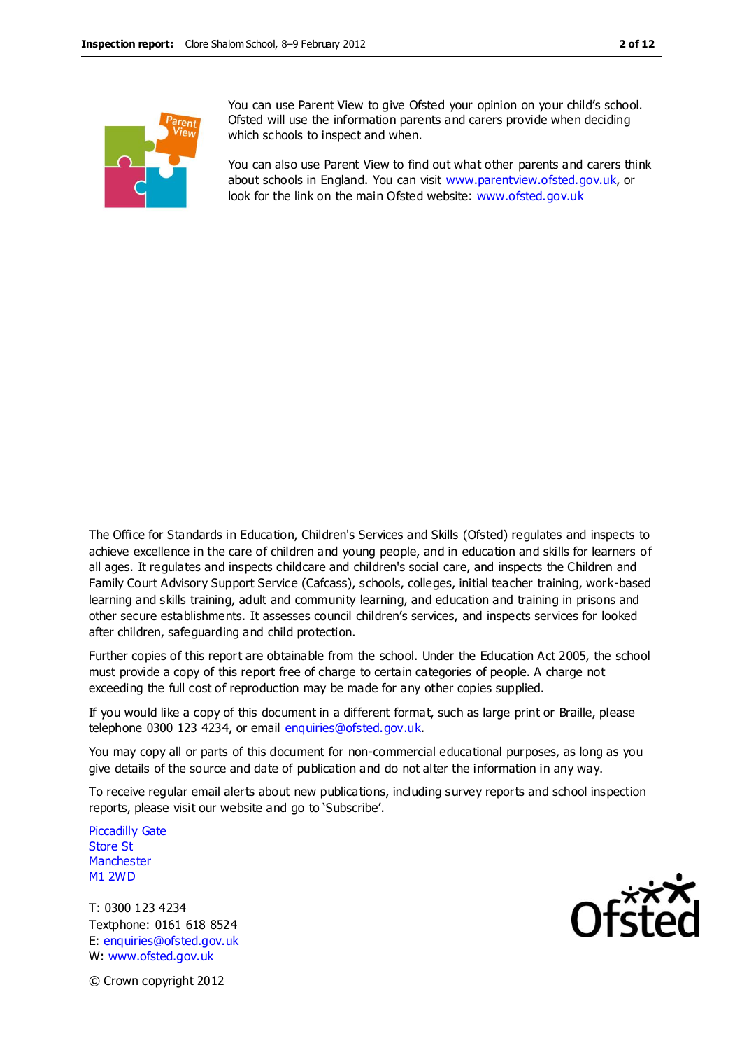You can use Parent View to give Ofsted your opinion on your child's school. Ofsted will use the information parents and carers provide when deciding which schools to inspect and when.

You can also use Parent View to find out what other parents and carers think about schools in England. You can visit www.parentview.ofsted.gov.uk, or look for the link on the main Ofsted website: www.ofsted.gov.uk

The Office for Standards in Education, Children's Services and Skills (Ofsted) regulates and inspects to achieve excellence in the care of children and young people, and in education and skills for learners of all ages. It regulates and inspects childcare and children's social care, and inspects the Children and Family Court Advisory Support Service (Cafcass), schools, colleges, initial teacher training, work-based learning and skills training, adult and community learning, and education and training in prisons and other secure establishments. It assesses council children's services, and inspects services for looked after children, safeguarding and child protection.

Further copies of this report are obtainable from the school. Under the Education Act 2005, the school must provide a copy of this report free of charge to certain categories of people. A charge not exceeding the full cost of reproduction may be made for any other copies supplied.

If you would like a copy of this document in a different format, such as large print or Braille, please telephone 0300 123 4234, or email enquiries@ofsted.gov.uk.

You may copy all or parts of this document for non-commercial educational purposes, as long as you give details of the source and date of publication and do not alter the information in any way.

To receive regular email alerts about new publications, including survey reports and school inspection reports, please visit our website and go to 'Subscribe'.

Piccadilly Gate
Store St
Manchester
M1 2WD

T: 0300 123 4234
Textphone: 0161 618 8524
E: enquiries@ofsted.gov.uk
W: www.ofsted.gov.uk

© Crown copyright 2012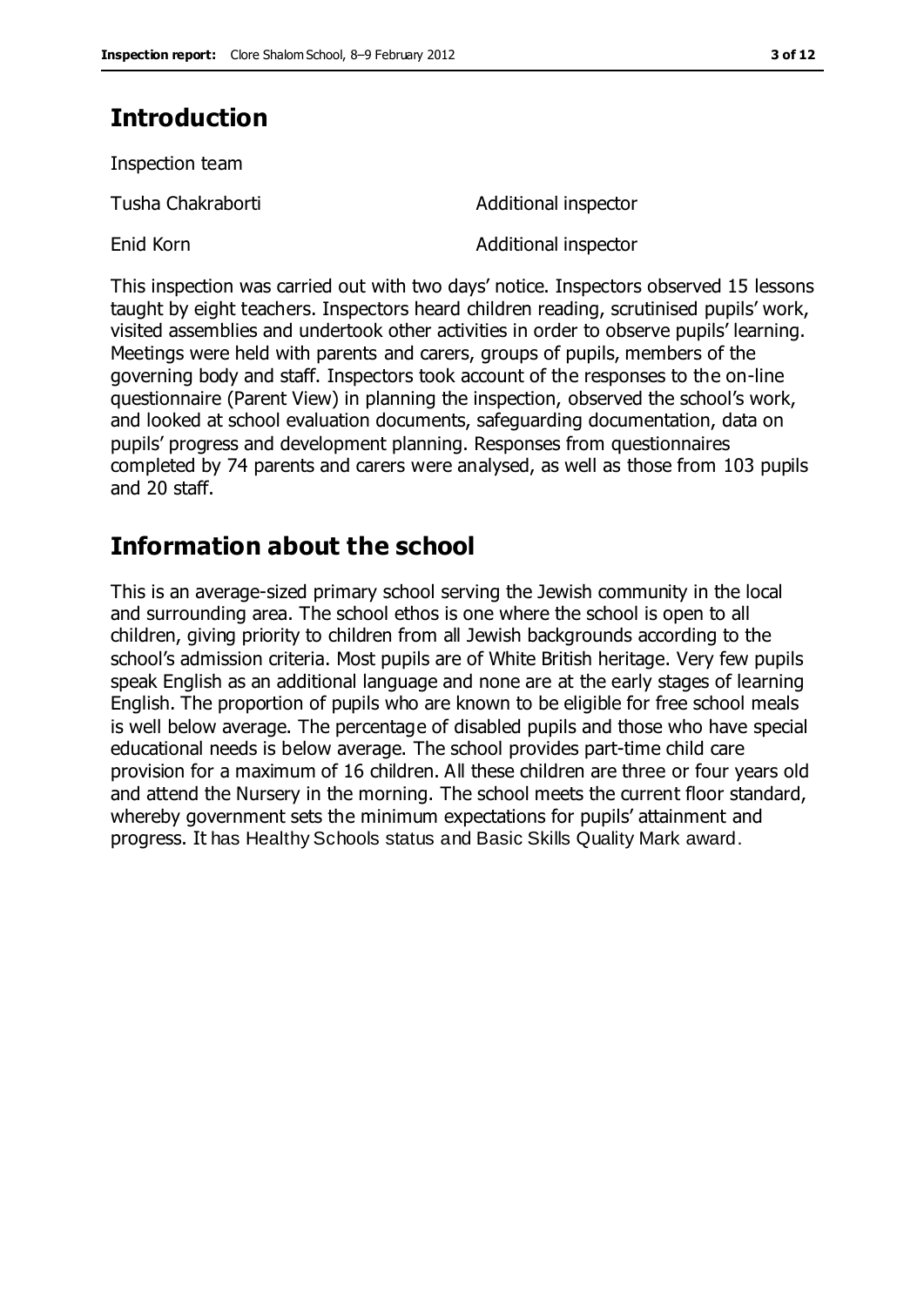# Introduction

Inspection team

| | |
|---|---|
| Tusha Chakraborti | Additional inspector |
| Enid Korn | Additional inspector |

This inspection was carried out with two days' notice. Inspectors observed 15 lessons taught by eight teachers. Inspectors heard children reading, scrutinised pupils' work, visited assemblies and undertook other activities in order to observe pupils' learning. Meetings were held with parents and carers, groups of pupils, members of the governing body and staff. Inspectors took account of the responses to the on-line questionnaire (Parent View) in planning the inspection, observed the school's work, and looked at school evaluation documents, safeguarding documentation, data on pupils' progress and development planning. Responses from questionnaires completed by 74 parents and carers were analysed, as well as those from 103 pupils and 20 staff.

# Information about the school

This is an average-sized primary school serving the Jewish community in the local and surrounding area. The school ethos is one where the school is open to all children, giving priority to children from all Jewish backgrounds according to the school's admission criteria. Most pupils are of White British heritage. Very few pupils speak English as an additional language and none are at the early stages of learning English. The proportion of pupils who are known to be eligible for free school meals is well below average. The percentage of disabled pupils and those who have special educational needs is below average. The school provides part-time child care provision for a maximum of 16 children. All these children are three or four years old and attend the Nursery in the morning. The school meets the current floor standard, whereby government sets the minimum expectations for pupils' attainment and progress. It has Healthy Schools status and Basic Skills Quality Mark award.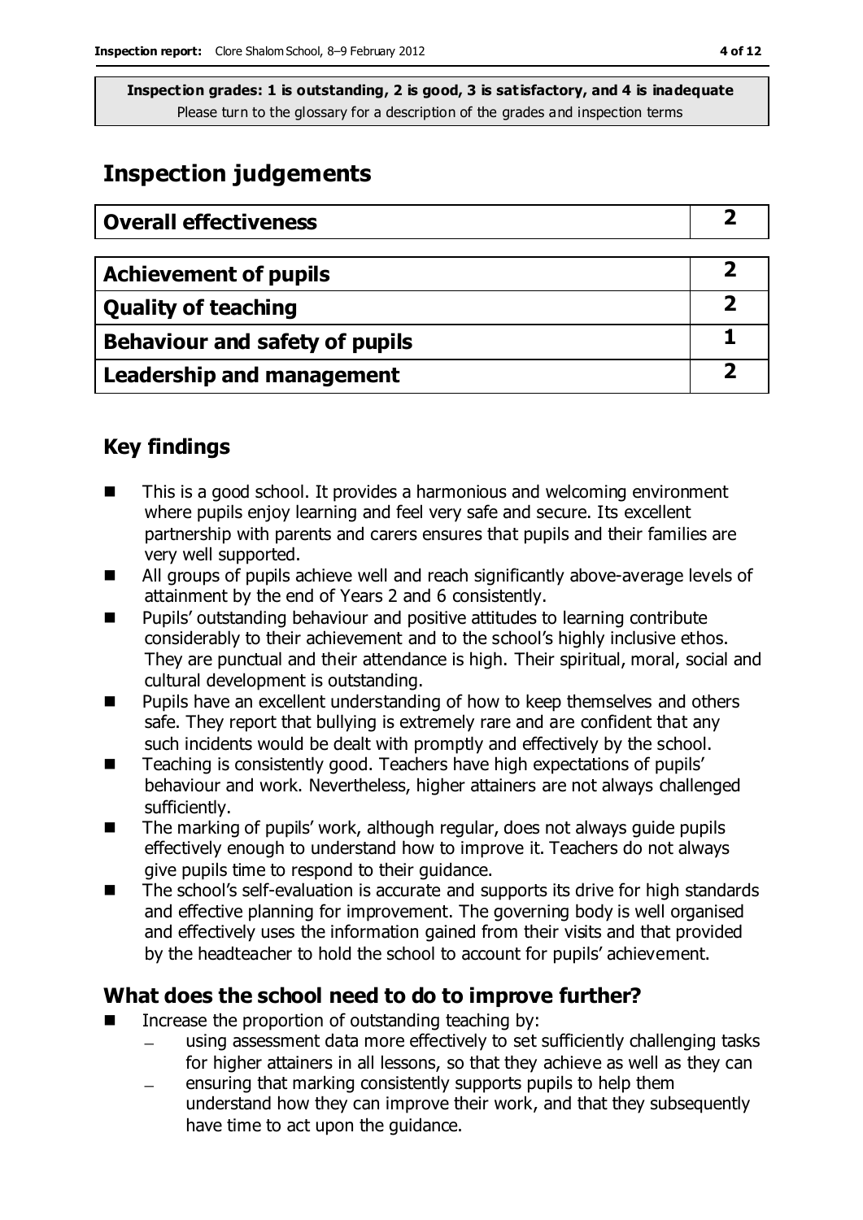**Inspection grades: 1 is outstanding, 2 is good, 3 is satisfactory, and 4 is inadequate**
Please turn to the glossary for a description of the grades and inspection terms

# Inspection judgements

| **Overall effectiveness** | **2** |
|---|---|

| **Achievement of pupils** | **2** |
|---|---|
| **Quality of teaching** | **2** |
| **Behaviour and safety of pupils** | **1** |
| **Leadership and management** | **2** |

## Key findings

- This is a good school. It provides a harmonious and welcoming environment where pupils enjoy learning and feel very safe and secure. Its excellent partnership with parents and carers ensures that pupils and their families are very well supported.
- All groups of pupils achieve well and reach significantly above-average levels of attainment by the end of Years 2 and 6 consistently.
- Pupils' outstanding behaviour and positive attitudes to learning contribute considerably to their achievement and to the school's highly inclusive ethos. They are punctual and their attendance is high. Their spiritual, moral, social and cultural development is outstanding.
- Pupils have an excellent understanding of how to keep themselves and others safe. They report that bullying is extremely rare and are confident that any such incidents would be dealt with promptly and effectively by the school.
- Teaching is consistently good. Teachers have high expectations of pupils' behaviour and work. Nevertheless, higher attainers are not always challenged sufficiently.
- The marking of pupils' work, although regular, does not always guide pupils effectively enough to understand how to improve it. Teachers do not always give pupils time to respond to their guidance.
- The school's self-evaluation is accurate and supports its drive for high standards and effective planning for improvement. The governing body is well organised and effectively uses the information gained from their visits and that provided by the headteacher to hold the school to account for pupils' achievement.

## What does the school need to do to improve further?

- Increase the proportion of outstanding teaching by:
  - using assessment data more effectively to set sufficiently challenging tasks for higher attainers in all lessons, so that they achieve as well as they can
  - ensuring that marking consistently supports pupils to help them understand how they can improve their work, and that they subsequently have time to act upon the guidance.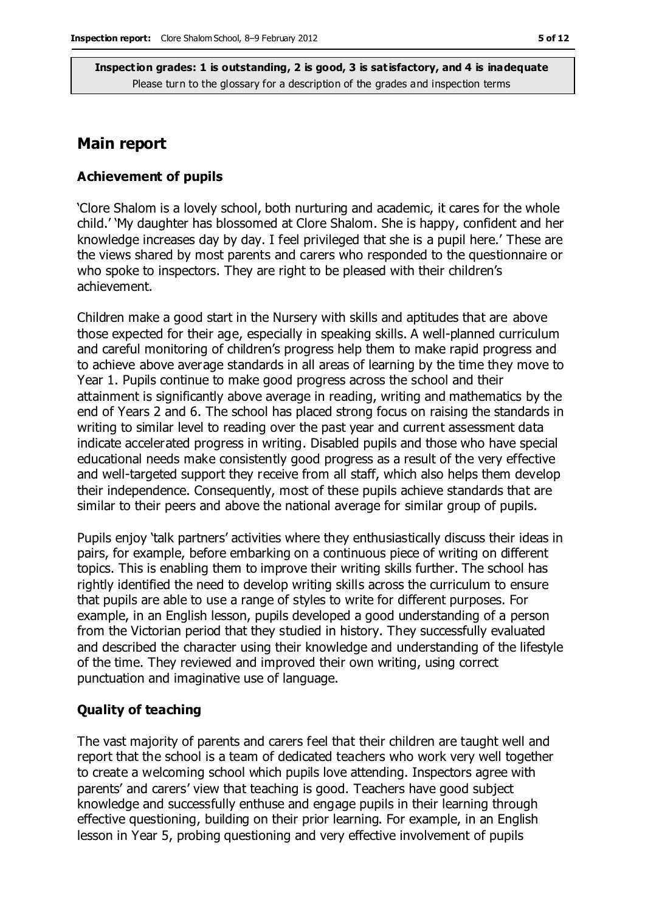**Inspection grades: 1 is outstanding, 2 is good, 3 is satisfactory, and 4 is inadequate**
Please turn to the glossary for a description of the grades and inspection terms

## Main report

### Achievement of pupils

'Clore Shalom is a lovely school, both nurturing and academic, it cares for the whole child.' 'My daughter has blossomed at Clore Shalom. She is happy, confident and her knowledge increases day by day. I feel privileged that she is a pupil here.' These are the views shared by most parents and carers who responded to the questionnaire or who spoke to inspectors. They are right to be pleased with their children's achievement.

Children make a good start in the Nursery with skills and aptitudes that are above those expected for their age, especially in speaking skills. A well-planned curriculum and careful monitoring of children's progress help them to make rapid progress and to achieve above average standards in all areas of learning by the time they move to Year 1. Pupils continue to make good progress across the school and their attainment is significantly above average in reading, writing and mathematics by the end of Years 2 and 6. The school has placed strong focus on raising the standards in writing to similar level to reading over the past year and current assessment data indicate accelerated progress in writing. Disabled pupils and those who have special educational needs make consistently good progress as a result of the very effective and well-targeted support they receive from all staff, which also helps them develop their independence. Consequently, most of these pupils achieve standards that are similar to their peers and above the national average for similar group of pupils.

Pupils enjoy 'talk partners' activities where they enthusiastically discuss their ideas in pairs, for example, before embarking on a continuous piece of writing on different topics. This is enabling them to improve their writing skills further. The school has rightly identified the need to develop writing skills across the curriculum to ensure that pupils are able to use a range of styles to write for different purposes. For example, in an English lesson, pupils developed a good understanding of a person from the Victorian period that they studied in history. They successfully evaluated and described the character using their knowledge and understanding of the lifestyle of the time. They reviewed and improved their own writing, using correct punctuation and imaginative use of language.

### Quality of teaching

The vast majority of parents and carers feel that their children are taught well and report that the school is a team of dedicated teachers who work very well together to create a welcoming school which pupils love attending. Inspectors agree with parents' and carers' view that teaching is good. Teachers have good subject knowledge and successfully enthuse and engage pupils in their learning through effective questioning, building on their prior learning. For example, in an English lesson in Year 5, probing questioning and very effective involvement of pupils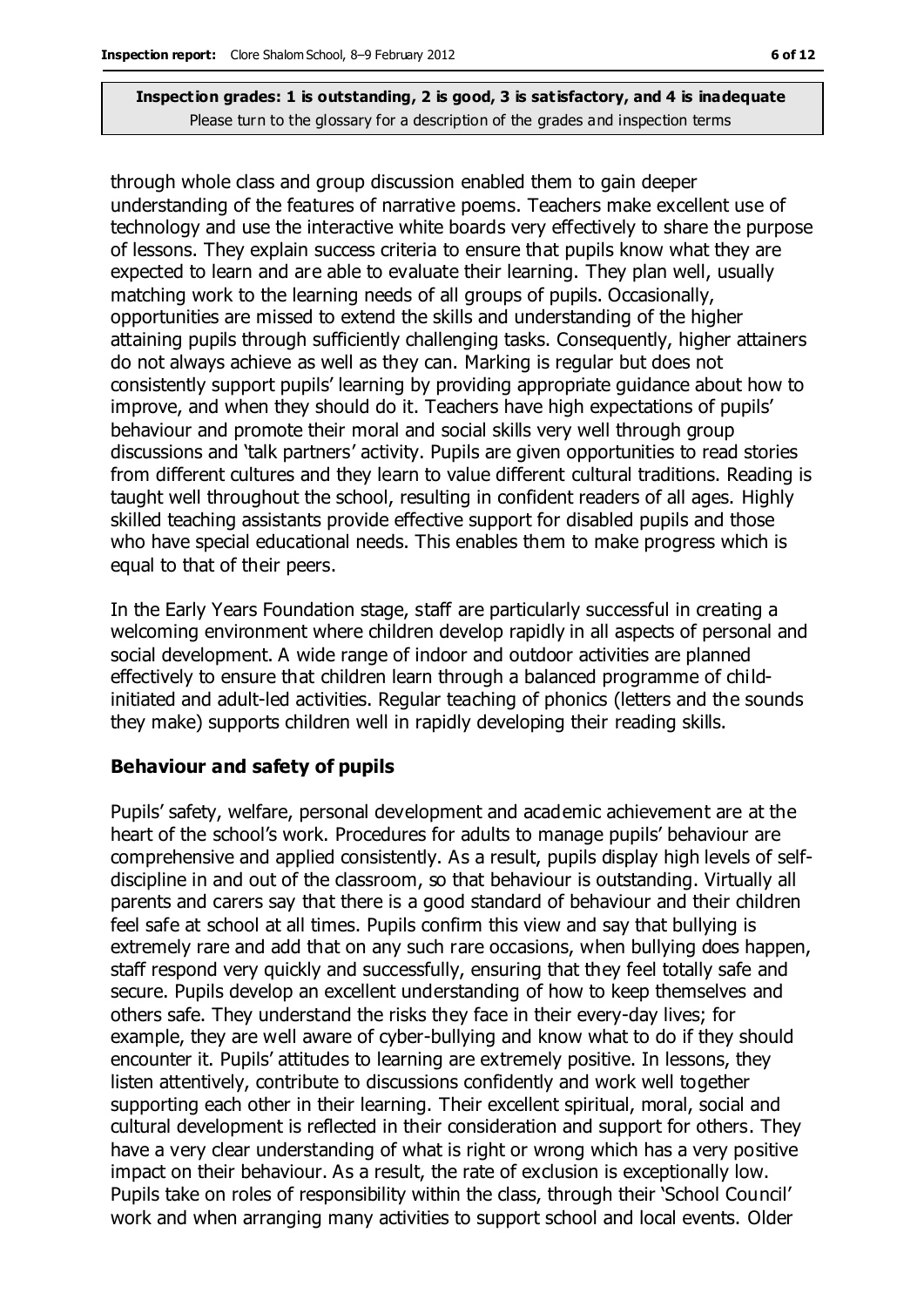through whole class and group discussion enabled them to gain deeper understanding of the features of narrative poems. Teachers make excellent use of technology and use the interactive white boards very effectively to share the purpose of lessons. They explain success criteria to ensure that pupils know what they are expected to learn and are able to evaluate their learning. They plan well, usually matching work to the learning needs of all groups of pupils. Occasionally, opportunities are missed to extend the skills and understanding of the higher attaining pupils through sufficiently challenging tasks. Consequently, higher attainers do not always achieve as well as they can. Marking is regular but does not consistently support pupils' learning by providing appropriate guidance about how to improve, and when they should do it. Teachers have high expectations of pupils' behaviour and promote their moral and social skills very well through group discussions and 'talk partners' activity. Pupils are given opportunities to read stories from different cultures and they learn to value different cultural traditions. Reading is taught well throughout the school, resulting in confident readers of all ages. Highly skilled teaching assistants provide effective support for disabled pupils and those who have special educational needs. This enables them to make progress which is equal to that of their peers.

In the Early Years Foundation stage, staff are particularly successful in creating a welcoming environment where children develop rapidly in all aspects of personal and social development. A wide range of indoor and outdoor activities are planned effectively to ensure that children learn through a balanced programme of child-initiated and adult-led activities. Regular teaching of phonics (letters and the sounds they make) supports children well in rapidly developing their reading skills.

### Behaviour and safety of pupils

Pupils' safety, welfare, personal development and academic achievement are at the heart of the school's work. Procedures for adults to manage pupils' behaviour are comprehensive and applied consistently. As a result, pupils display high levels of self-discipline in and out of the classroom, so that behaviour is outstanding. Virtually all parents and carers say that there is a good standard of behaviour and their children feel safe at school at all times. Pupils confirm this view and say that bullying is extremely rare and add that on any such rare occasions, when bullying does happen, staff respond very quickly and successfully, ensuring that they feel totally safe and secure. Pupils develop an excellent understanding of how to keep themselves and others safe. They understand the risks they face in their every-day lives; for example, they are well aware of cyber-bullying and know what to do if they should encounter it. Pupils' attitudes to learning are extremely positive. In lessons, they listen attentively, contribute to discussions confidently and work well together supporting each other in their learning. Their excellent spiritual, moral, social and cultural development is reflected in their consideration and support for others. They have a very clear understanding of what is right or wrong which has a very positive impact on their behaviour. As a result, the rate of exclusion is exceptionally low. Pupils take on roles of responsibility within the class, through their 'School Council' work and when arranging many activities to support school and local events. Older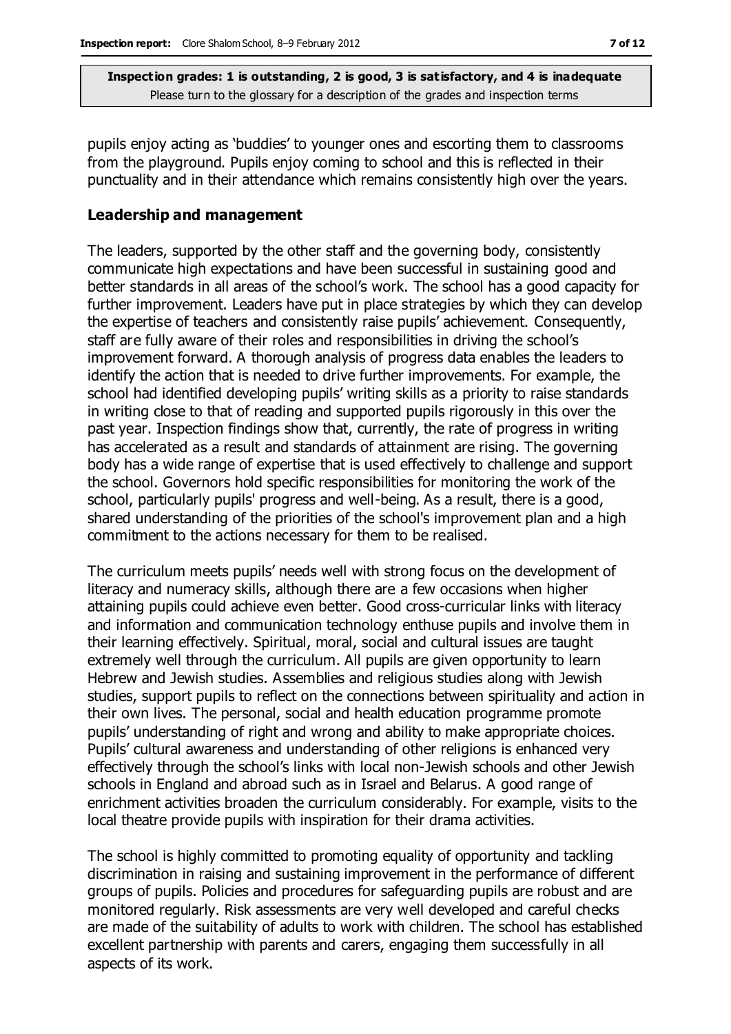pupils enjoy acting as 'buddies' to younger ones and escorting them to classrooms from the playground. Pupils enjoy coming to school and this is reflected in their punctuality and in their attendance which remains consistently high over the years.

### Leadership and management

The leaders, supported by the other staff and the governing body, consistently communicate high expectations and have been successful in sustaining good and better standards in all areas of the school's work. The school has a good capacity for further improvement. Leaders have put in place strategies by which they can develop the expertise of teachers and consistently raise pupils' achievement. Consequently, staff are fully aware of their roles and responsibilities in driving the school's improvement forward. A thorough analysis of progress data enables the leaders to identify the action that is needed to drive further improvements. For example, the school had identified developing pupils' writing skills as a priority to raise standards in writing close to that of reading and supported pupils rigorously in this over the past year. Inspection findings show that, currently, the rate of progress in writing has accelerated as a result and standards of attainment are rising. The governing body has a wide range of expertise that is used effectively to challenge and support the school. Governors hold specific responsibilities for monitoring the work of the school, particularly pupils' progress and well-being. As a result, there is a good, shared understanding of the priorities of the school's improvement plan and a high commitment to the actions necessary for them to be realised.

The curriculum meets pupils' needs well with strong focus on the development of literacy and numeracy skills, although there are a few occasions when higher attaining pupils could achieve even better. Good cross-curricular links with literacy and information and communication technology enthuse pupils and involve them in their learning effectively. Spiritual, moral, social and cultural issues are taught extremely well through the curriculum. All pupils are given opportunity to learn Hebrew and Jewish studies. Assemblies and religious studies along with Jewish studies, support pupils to reflect on the connections between spirituality and action in their own lives. The personal, social and health education programme promote pupils' understanding of right and wrong and ability to make appropriate choices. Pupils' cultural awareness and understanding of other religions is enhanced very effectively through the school's links with local non-Jewish schools and other Jewish schools in England and abroad such as in Israel and Belarus. A good range of enrichment activities broaden the curriculum considerably. For example, visits to the local theatre provide pupils with inspiration for their drama activities.

The school is highly committed to promoting equality of opportunity and tackling discrimination in raising and sustaining improvement in the performance of different groups of pupils. Policies and procedures for safeguarding pupils are robust and are monitored regularly. Risk assessments are very well developed and careful checks are made of the suitability of adults to work with children. The school has established excellent partnership with parents and carers, engaging them successfully in all aspects of its work.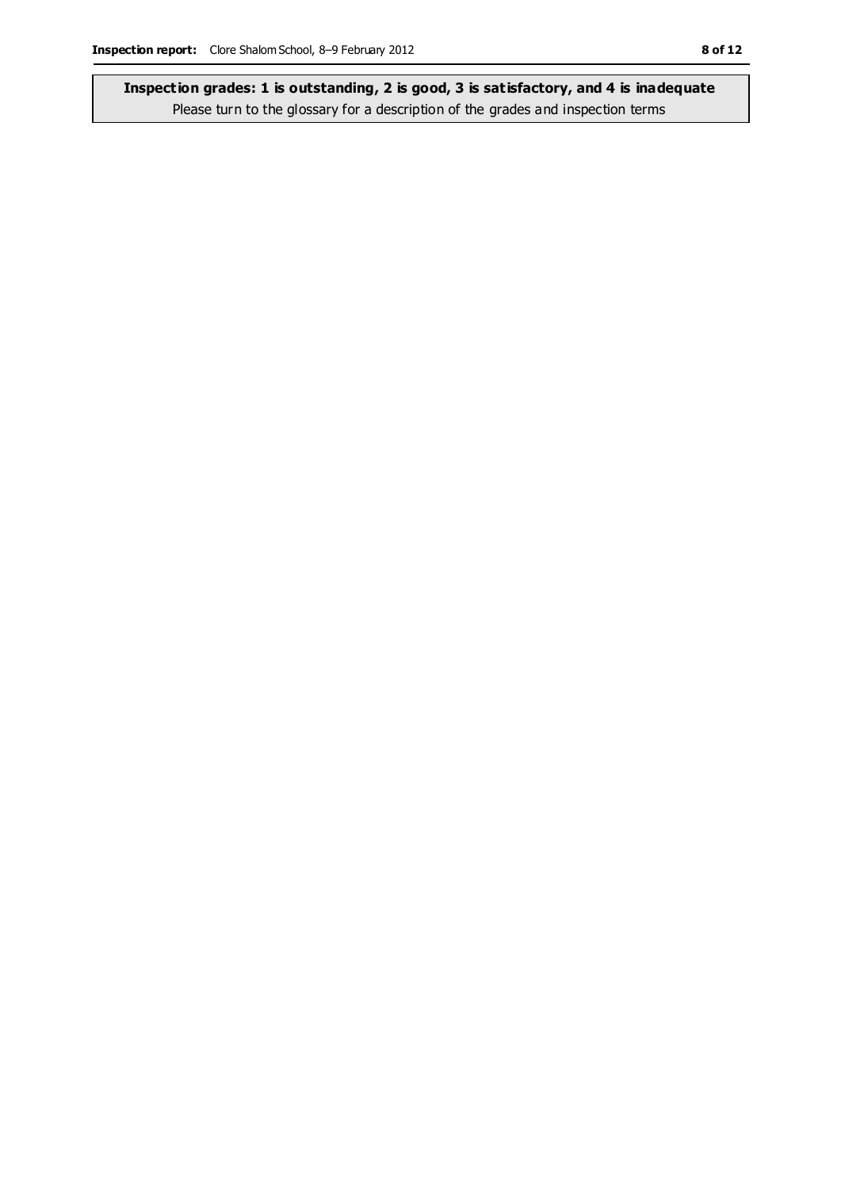**Inspection grades: 1 is outstanding, 2 is good, 3 is satisfactory, and 4 is inadequate**

Please turn to the glossary for a description of the grades and inspection terms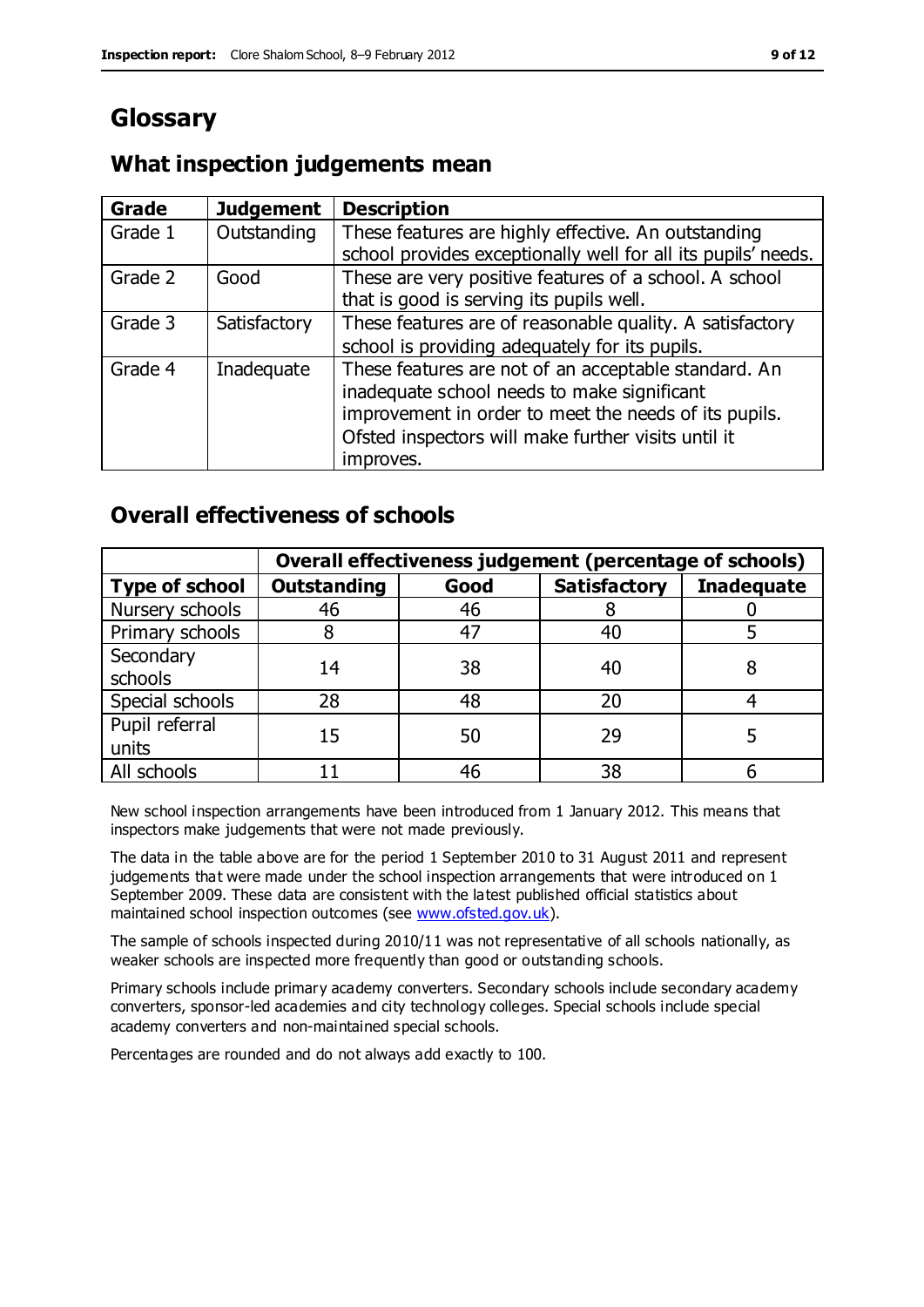# Glossary

## What inspection judgements mean

| Grade | Judgement | Description |
| --- | --- | --- |
| Grade 1 | Outstanding | These features are highly effective. An outstanding school provides exceptionally well for all its pupils' needs. |
| Grade 2 | Good | These are very positive features of a school. A school that is good is serving its pupils well. |
| Grade 3 | Satisfactory | These features are of reasonable quality. A satisfactory school is providing adequately for its pupils. |
| Grade 4 | Inadequate | These features are not of an acceptable standard. An inadequate school needs to make significant improvement in order to meet the needs of its pupils. Ofsted inspectors will make further visits until it improves. |

## Overall effectiveness of schools

| | Overall effectiveness judgement (percentage of schools) | | | |
| --- | --- | --- | --- | --- |
| **Type of school** | **Outstanding** | **Good** | **Satisfactory** | **Inadequate** |
| Nursery schools | 46 | 46 | 8 | 0 |
| Primary schools | 8 | 47 | 40 | 5 |
| Secondary schools | 14 | 38 | 40 | 8 |
| Special schools | 28 | 48 | 20 | 4 |
| Pupil referral units | 15 | 50 | 29 | 5 |
| All schools | 11 | 46 | 38 | 6 |

New school inspection arrangements have been introduced from 1 January 2012. This means that inspectors make judgements that were not made previously.

The data in the table above are for the period 1 September 2010 to 31 August 2011 and represent judgements that were made under the school inspection arrangements that were introduced on 1 September 2009. These data are consistent with the latest published official statistics about maintained school inspection outcomes (see www.ofsted.gov.uk).

The sample of schools inspected during 2010/11 was not representative of all schools nationally, as weaker schools are inspected more frequently than good or outstanding schools.

Primary schools include primary academy converters. Secondary schools include secondary academy converters, sponsor-led academies and city technology colleges. Special schools include special academy converters and non-maintained special schools.

Percentages are rounded and do not always add exactly to 100.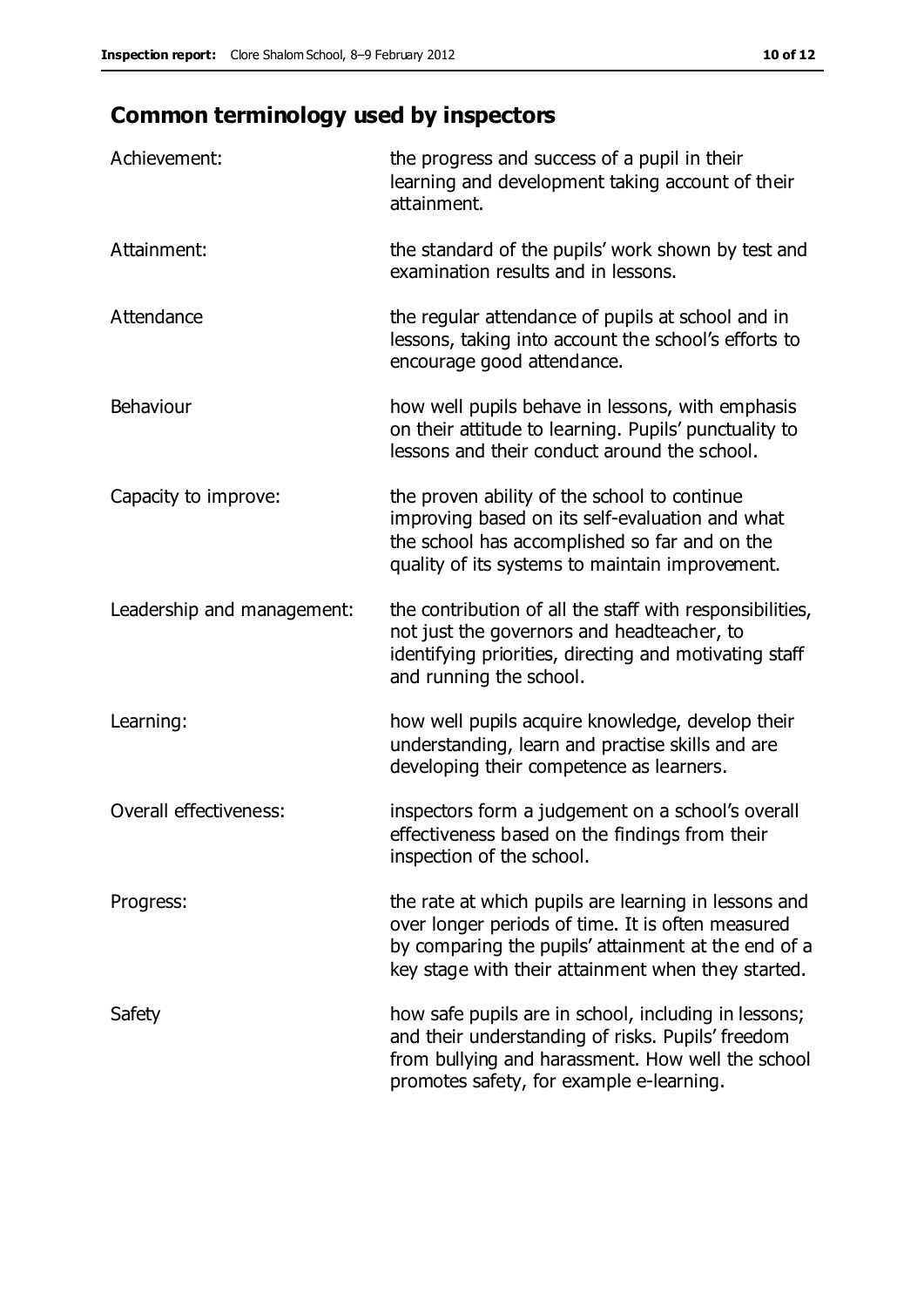## Common terminology used by inspectors

| | |
|---|---|
| Achievement: | the progress and success of a pupil in their learning and development taking account of their attainment. |
| Attainment: | the standard of the pupils' work shown by test and examination results and in lessons. |
| Attendance | the regular attendance of pupils at school and in lessons, taking into account the school's efforts to encourage good attendance. |
| Behaviour | how well pupils behave in lessons, with emphasis on their attitude to learning. Pupils' punctuality to lessons and their conduct around the school. |
| Capacity to improve: | the proven ability of the school to continue improving based on its self-evaluation and what the school has accomplished so far and on the quality of its systems to maintain improvement. |
| Leadership and management: | the contribution of all the staff with responsibilities, not just the governors and headteacher, to identifying priorities, directing and motivating staff and running the school. |
| Learning: | how well pupils acquire knowledge, develop their understanding, learn and practise skills and are developing their competence as learners. |
| Overall effectiveness: | inspectors form a judgement on a school's overall effectiveness based on the findings from their inspection of the school. |
| Progress: | the rate at which pupils are learning in lessons and over longer periods of time. It is often measured by comparing the pupils' attainment at the end of a key stage with their attainment when they started. |
| Safety | how safe pupils are in school, including in lessons; and their understanding of risks. Pupils' freedom from bullying and harassment. How well the school promotes safety, for example e-learning. |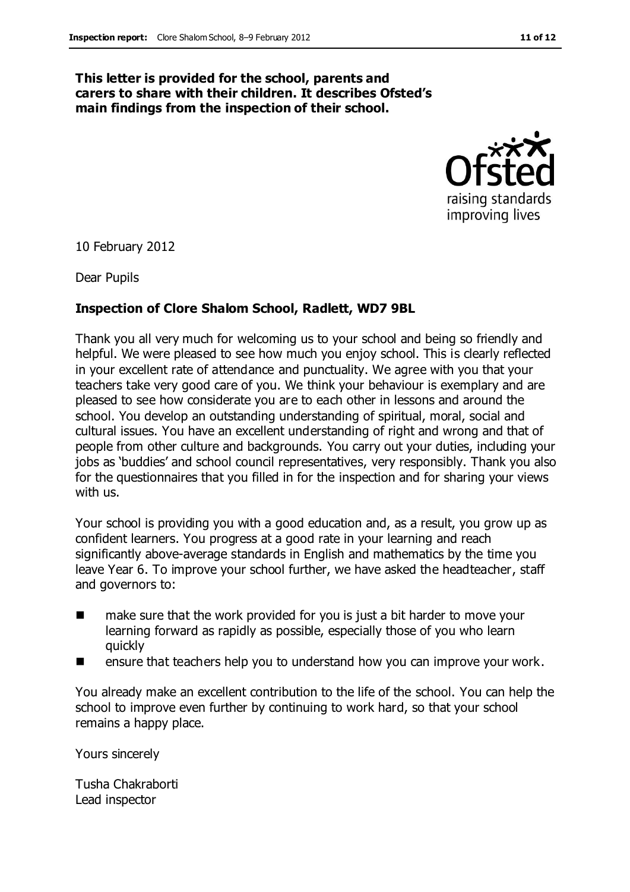**This letter is provided for the school, parents and carers to share with their children. It describes Ofsted's main findings from the inspection of their school.**

10 February 2012

Dear Pupils

**Inspection of Clore Shalom School, Radlett, WD7 9BL**

Thank you all very much for welcoming us to your school and being so friendly and helpful. We were pleased to see how much you enjoy school. This is clearly reflected in your excellent rate of attendance and punctuality. We agree with you that your teachers take very good care of you. We think your behaviour is exemplary and are pleased to see how considerate you are to each other in lessons and around the school. You develop an outstanding understanding of spiritual, moral, social and cultural issues. You have an excellent understanding of right and wrong and that of people from other culture and backgrounds. You carry out your duties, including your jobs as 'buddies' and school council representatives, very responsibly. Thank you also for the questionnaires that you filled in for the inspection and for sharing your views with us.

Your school is providing you with a good education and, as a result, you grow up as confident learners. You progress at a good rate in your learning and reach significantly above-average standards in English and mathematics by the time you leave Year 6. To improve your school further, we have asked the headteacher, staff and governors to:

- make sure that the work provided for you is just a bit harder to move your learning forward as rapidly as possible, especially those of you who learn quickly
- ensure that teachers help you to understand how you can improve your work.

You already make an excellent contribution to the life of the school. You can help the school to improve even further by continuing to work hard, so that your school remains a happy place.

Yours sincerely

Tusha Chakraborti
Lead inspector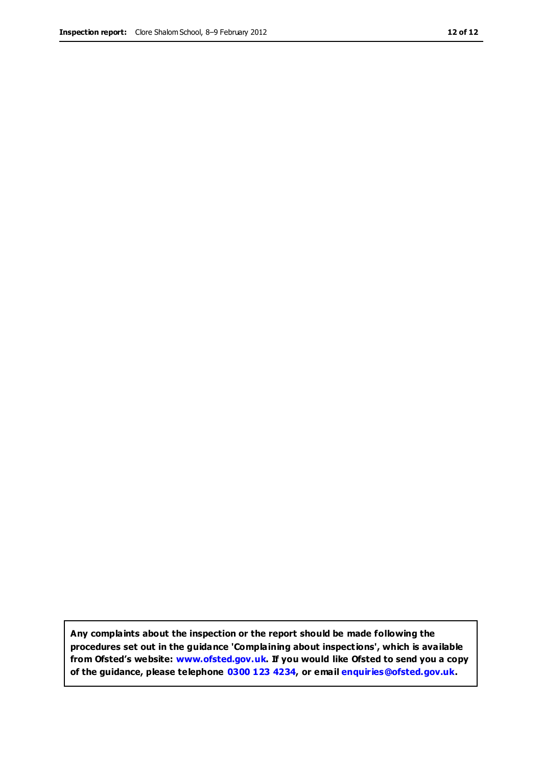**Any complaints about the inspection or the report should be made following the procedures set out in the guidance 'Complaining about inspections', which is available from Ofsted's website: www.ofsted.gov.uk. If you would like Ofsted to send you a copy of the guidance, please telephone 0300 123 4234, or email enquiries@ofsted.gov.uk.**